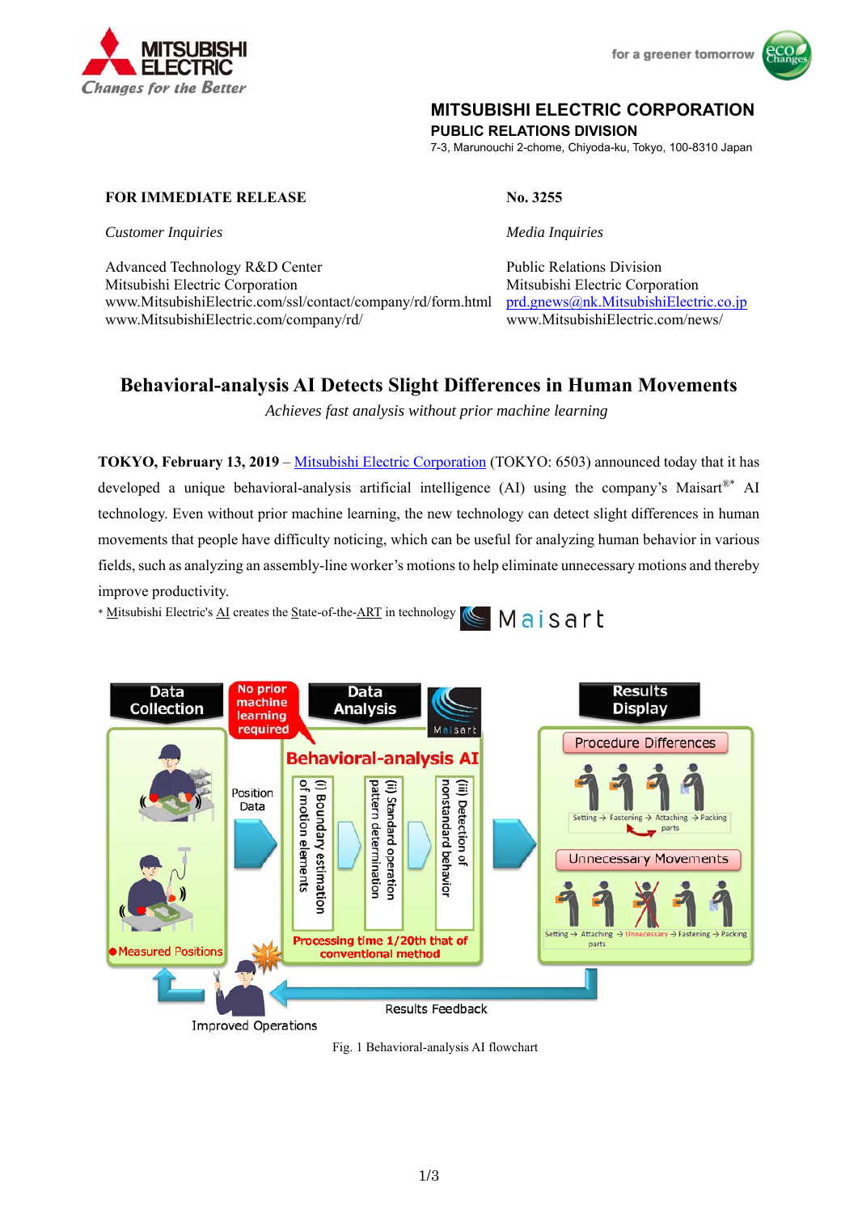**MITSUBISHI ELECTRIC CORPORATION**
**PUBLIC RELATIONS DIVISION**
7-3, Marunouchi 2-chome, Chiyoda-ku, Tokyo, 100-8310 Japan

**FOR IMMEDIATE RELEASE** **No. 3255**

*Customer Inquiries*

Advanced Technology R&D Center
Mitsubishi Electric Corporation
www.MitsubishiElectric.com/ssl/contact/company/rd/form.html
www.MitsubishiElectric.com/company/rd/

*Media Inquiries*

Public Relations Division
Mitsubishi Electric Corporation
prd.gnews@nk.MitsubishiElectric.co.jp
www.MitsubishiElectric.com/news/

# Behavioral-analysis AI Detects Slight Differences in Human Movements

*Achieves fast analysis without prior machine learning*

**TOKYO, February 13, 2019** – Mitsubishi Electric Corporation (TOKYO: 6503) announced today that it has developed a unique behavioral-analysis artificial intelligence (AI) using the company's Maisart®* AI technology. Even without prior machine learning, the new technology can detect slight differences in human movements that people have difficulty noticing, which can be useful for analyzing human behavior in various fields, such as analyzing an assembly-line worker's motions to help eliminate unnecessary motions and thereby improve productivity.

\* Mitsubishi Electric's AI creates the State-of-the-ART in technology

Fig. 1 Behavioral-analysis AI flowchart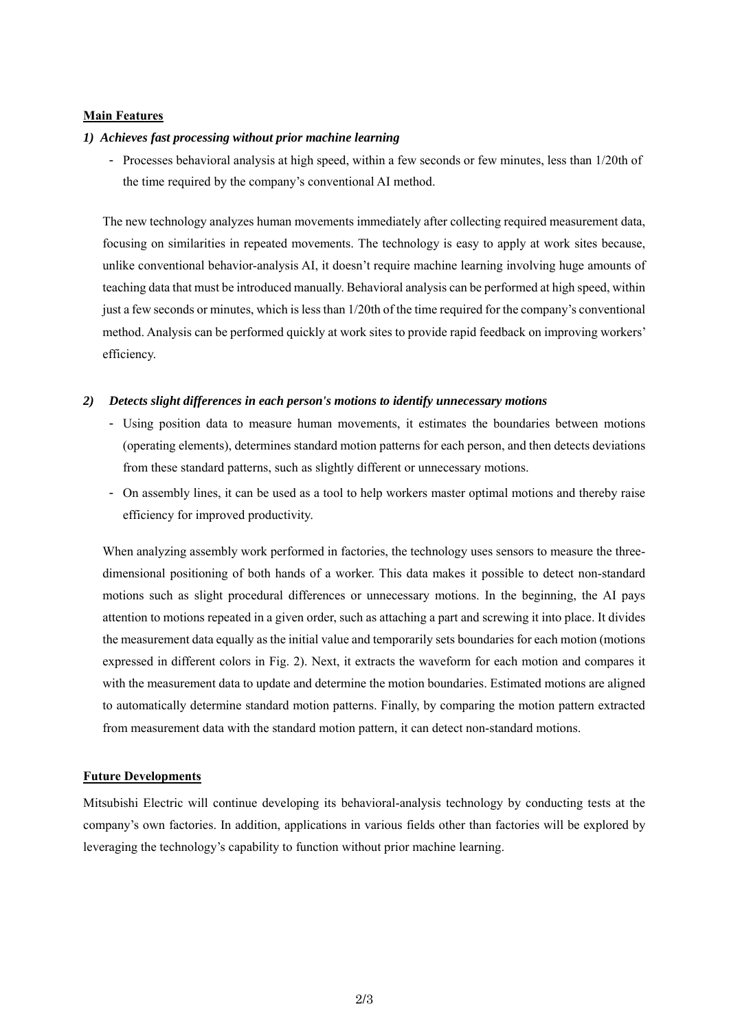## Main Features

### *1) Achieves fast processing without prior machine learning*

- Processes behavioral analysis at high speed, within a few seconds or few minutes, less than 1/20th of the time required by the company's conventional AI method.

The new technology analyzes human movements immediately after collecting required measurement data, focusing on similarities in repeated movements. The technology is easy to apply at work sites because, unlike conventional behavior-analysis AI, it doesn't require machine learning involving huge amounts of teaching data that must be introduced manually. Behavioral analysis can be performed at high speed, within just a few seconds or minutes, which is less than 1/20th of the time required for the company's conventional method. Analysis can be performed quickly at work sites to provide rapid feedback on improving workers' efficiency.

### *2) Detects slight differences in each person's motions to identify unnecessary motions*

- Using position data to measure human movements, it estimates the boundaries between motions (operating elements), determines standard motion patterns for each person, and then detects deviations from these standard patterns, such as slightly different or unnecessary motions.
- On assembly lines, it can be used as a tool to help workers master optimal motions and thereby raise efficiency for improved productivity.

When analyzing assembly work performed in factories, the technology uses sensors to measure the three-dimensional positioning of both hands of a worker. This data makes it possible to detect non-standard motions such as slight procedural differences or unnecessary motions. In the beginning, the AI pays attention to motions repeated in a given order, such as attaching a part and screwing it into place. It divides the measurement data equally as the initial value and temporarily sets boundaries for each motion (motions expressed in different colors in Fig. 2). Next, it extracts the waveform for each motion and compares it with the measurement data to update and determine the motion boundaries. Estimated motions are aligned to automatically determine standard motion patterns. Finally, by comparing the motion pattern extracted from measurement data with the standard motion pattern, it can detect non-standard motions.

## Future Developments

Mitsubishi Electric will continue developing its behavioral-analysis technology by conducting tests at the company's own factories. In addition, applications in various fields other than factories will be explored by leveraging the technology's capability to function without prior machine learning.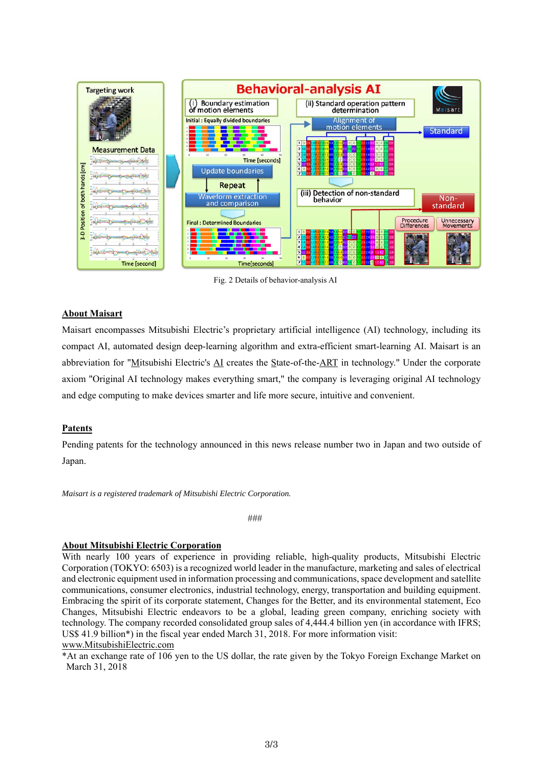Targeting work

Measurement Data

3-D Position of both hands [cm]

Time [second]

Behavioral-analysis AI

(i) Boundary estimation of motion elements

Initial : Equally divided boundaries

Time [seconds]

Update boundaries

Repeat

Waveform extraction and comparison

Final : Determined Boundaries

Time[seconds]

(ii) Standard operation pattern determination

Alignment of motion elements

Standard

(iii) Detection of non-standard behavior

Non-standard

Procedure Differences

Unnecessary Movements

Maisart

Fig. 2 Details of behavior-analysis AI

## About Maisart

Maisart encompasses Mitsubishi Electric's proprietary artificial intelligence (AI) technology, including its compact AI, automated design deep-learning algorithm and extra-efficient smart-learning AI. Maisart is an abbreviation for "Mitsubishi Electric's AI creates the State-of-the-ART in technology." Under the corporate axiom "Original AI technology makes everything smart," the company is leveraging original AI technology and edge computing to make devices smarter and life more secure, intuitive and convenient.

## Patents

Pending patents for the technology announced in this news release number two in Japan and two outside of Japan.

*Maisart is a registered trademark of Mitsubishi Electric Corporation.*

###

## About Mitsubishi Electric Corporation

With nearly 100 years of experience in providing reliable, high-quality products, Mitsubishi Electric Corporation (TOKYO: 6503) is a recognized world leader in the manufacture, marketing and sales of electrical and electronic equipment used in information processing and communications, space development and satellite communications, consumer electronics, industrial technology, energy, transportation and building equipment. Embracing the spirit of its corporate statement, Changes for the Better, and its environmental statement, Eco Changes, Mitsubishi Electric endeavors to be a global, leading green company, enriching society with technology. The company recorded consolidated group sales of 4,444.4 billion yen (in accordance with IFRS; US$ 41.9 billion*) in the fiscal year ended March 31, 2018. For more information visit: www.MitsubishiElectric.com

*At an exchange rate of 106 yen to the US dollar, the rate given by the Tokyo Foreign Exchange Market on March 31, 2018